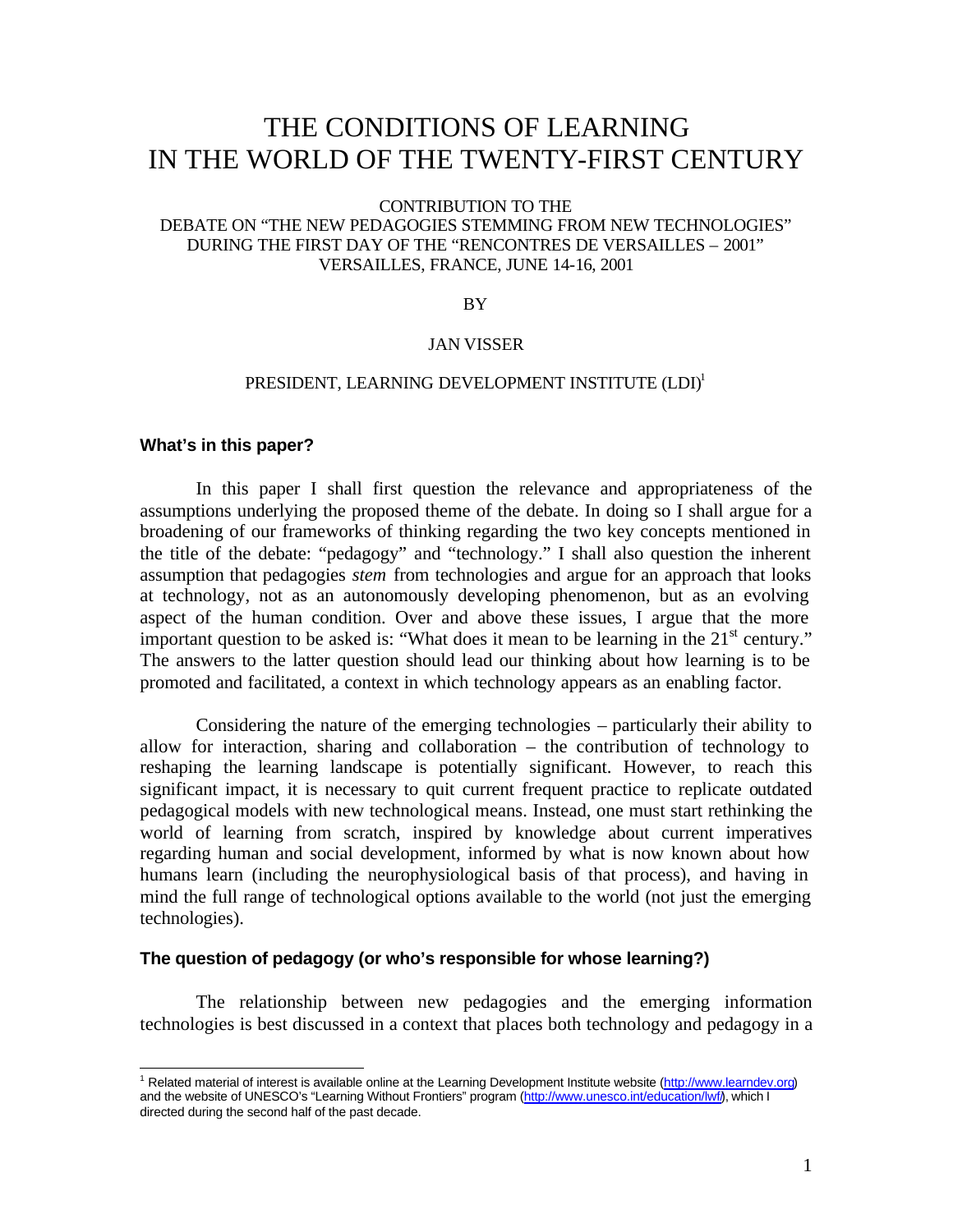# THE CONDITIONS OF LEARNING IN THE WORLD OF THE TWENTY-FIRST CENTURY

CONTRIBUTION TO THE
DEBATE ON "THE NEW PEDAGOGIES STEMMING FROM NEW TECHNOLOGIES"
DURING THE FIRST DAY OF THE "RENCONTRES DE VERSAILLES – 2001"
VERSAILLES, FRANCE, JUNE 14-16, 2001

BY

JAN VISSER

PRESIDENT, LEARNING DEVELOPMENT INSTITUTE (LDI)[1]

### What's in this paper?

In this paper I shall first question the relevance and appropriateness of the assumptions underlying the proposed theme of the debate. In doing so I shall argue for a broadening of our frameworks of thinking regarding the two key concepts mentioned in the title of the debate: "pedagogy" and "technology." I shall also question the inherent assumption that pedagogies *stem* from technologies and argue for an approach that looks at technology, not as an autonomously developing phenomenon, but as an evolving aspect of the human condition. Over and above these issues, I argue that the more important question to be asked is: "What does it mean to be learning in the 21st century." The answers to the latter question should lead our thinking about how learning is to be promoted and facilitated, a context in which technology appears as an enabling factor.

Considering the nature of the emerging technologies – particularly their ability to allow for interaction, sharing and collaboration – the contribution of technology to reshaping the learning landscape is potentially significant. However, to reach this significant impact, it is necessary to quit current frequent practice to replicate outdated pedagogical models with new technological means. Instead, one must start rethinking the world of learning from scratch, inspired by knowledge about current imperatives regarding human and social development, informed by what is now known about how humans learn (including the neurophysiological basis of that process), and having in mind the full range of technological options available to the world (not just the emerging technologies).

### The question of pedagogy (or who's responsible for whose learning?)

The relationship between new pedagogies and the emerging information technologies is best discussed in a context that places both technology and pedagogy in a

---

[1] Related material of interest is available online at the Learning Development Institute website (http://www.learndev.org) and the website of UNESCO's "Learning Without Frontiers" program (http://www.unesco.int/education/lwf), which I directed during the second half of the past decade.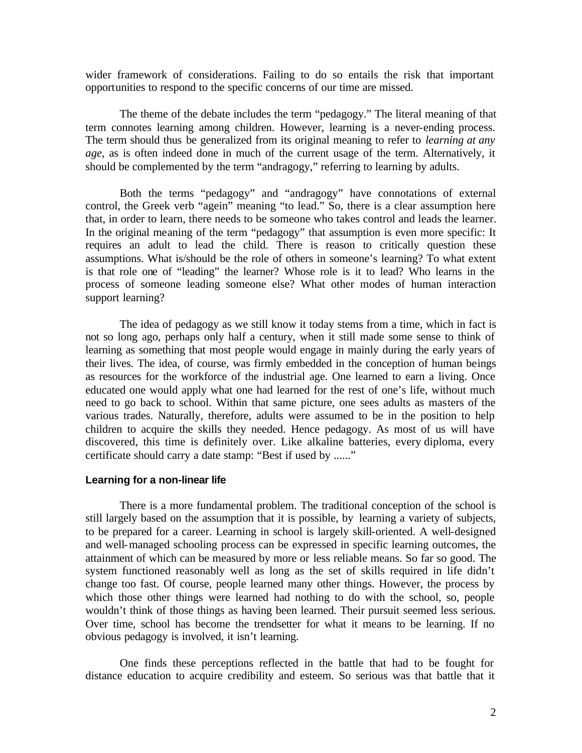wider framework of considerations. Failing to do so entails the risk that important opportunities to respond to the specific concerns of our time are missed.

The theme of the debate includes the term "pedagogy." The literal meaning of that term connotes learning among children. However, learning is a never-ending process. The term should thus be generalized from its original meaning to refer to *learning at any age*, as is often indeed done in much of the current usage of the term. Alternatively, it should be complemented by the term "andragogy," referring to learning by adults.

Both the terms "pedagogy" and "andragogy" have connotations of external control, the Greek verb "agein" meaning "to lead." So, there is a clear assumption here that, in order to learn, there needs to be someone who takes control and leads the learner. In the original meaning of the term "pedagogy" that assumption is even more specific: It requires an adult to lead the child. There is reason to critically question these assumptions. What is/should be the role of others in someone's learning? To what extent is that role one of "leading" the learner? Whose role is it to lead? Who learns in the process of someone leading someone else? What other modes of human interaction support learning?

The idea of pedagogy as we still know it today stems from a time, which in fact is not so long ago, perhaps only half a century, when it still made some sense to think of learning as something that most people would engage in mainly during the early years of their lives. The idea, of course, was firmly embedded in the conception of human beings as resources for the workforce of the industrial age. One learned to earn a living. Once educated one would apply what one had learned for the rest of one's life, without much need to go back to school. Within that same picture, one sees adults as masters of the various trades. Naturally, therefore, adults were assumed to be in the position to help children to acquire the skills they needed. Hence pedagogy. As most of us will have discovered, this time is definitely over. Like alkaline batteries, every diploma, every certificate should carry a date stamp: "Best if used by ......"

#### Learning for a non-linear life

There is a more fundamental problem. The traditional conception of the school is still largely based on the assumption that it is possible, by learning a variety of subjects, to be prepared for a career. Learning in school is largely skill-oriented. A well-designed and well-managed schooling process can be expressed in specific learning outcomes, the attainment of which can be measured by more or less reliable means. So far so good. The system functioned reasonably well as long as the set of skills required in life didn't change too fast. Of course, people learned many other things. However, the process by which those other things were learned had nothing to do with the school, so, people wouldn't think of those things as having been learned. Their pursuit seemed less serious. Over time, school has become the trendsetter for what it means to be learning. If no obvious pedagogy is involved, it isn't learning.

One finds these perceptions reflected in the battle that had to be fought for distance education to acquire credibility and esteem. So serious was that battle that it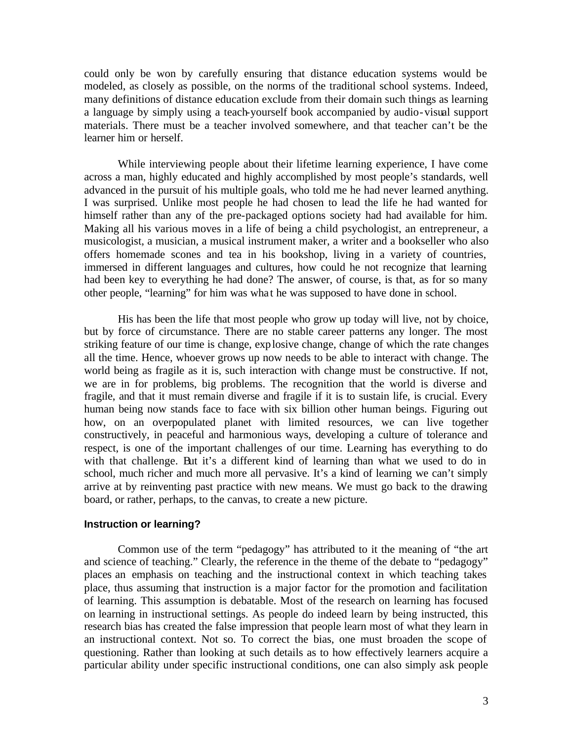could only be won by carefully ensuring that distance education systems would be modeled, as closely as possible, on the norms of the traditional school systems. Indeed, many definitions of distance education exclude from their domain such things as learning a language by simply using a teach-yourself book accompanied by audio-visual support materials. There must be a teacher involved somewhere, and that teacher can't be the learner him or herself.

While interviewing people about their lifetime learning experience, I have come across a man, highly educated and highly accomplished by most people's standards, well advanced in the pursuit of his multiple goals, who told me he had never learned anything. I was surprised. Unlike most people he had chosen to lead the life he had wanted for himself rather than any of the pre-packaged options society had had available for him. Making all his various moves in a life of being a child psychologist, an entrepreneur, a musicologist, a musician, a musical instrument maker, a writer and a bookseller who also offers homemade scones and tea in his bookshop, living in a variety of countries, immersed in different languages and cultures, how could he not recognize that learning had been key to everything he had done? The answer, of course, is that, as for so many other people, "learning" for him was what he was supposed to have done in school.

His has been the life that most people who grow up today will live, not by choice, but by force of circumstance. There are no stable career patterns any longer. The most striking feature of our time is change, explosive change, change of which the rate changes all the time. Hence, whoever grows up now needs to be able to interact with change. The world being as fragile as it is, such interaction with change must be constructive. If not, we are in for problems, big problems. The recognition that the world is diverse and fragile, and that it must remain diverse and fragile if it is to sustain life, is crucial. Every human being now stands face to face with six billion other human beings. Figuring out how, on an overpopulated planet with limited resources, we can live together constructively, in peaceful and harmonious ways, developing a culture of tolerance and respect, is one of the important challenges of our time. Learning has everything to do with that challenge. But it's a different kind of learning than what we used to do in school, much richer and much more all pervasive. It's a kind of learning we can't simply arrive at by reinventing past practice with new means. We must go back to the drawing board, or rather, perhaps, to the canvas, to create a new picture.

### Instruction or learning?

Common use of the term "pedagogy" has attributed to it the meaning of "the art and science of teaching." Clearly, the reference in the theme of the debate to "pedagogy" places an emphasis on teaching and the instructional context in which teaching takes place, thus assuming that instruction is a major factor for the promotion and facilitation of learning. This assumption is debatable. Most of the research on learning has focused on learning in instructional settings. As people do indeed learn by being instructed, this research bias has created the false impression that people learn most of what they learn in an instructional context. Not so. To correct the bias, one must broaden the scope of questioning. Rather than looking at such details as to how effectively learners acquire a particular ability under specific instructional conditions, one can also simply ask people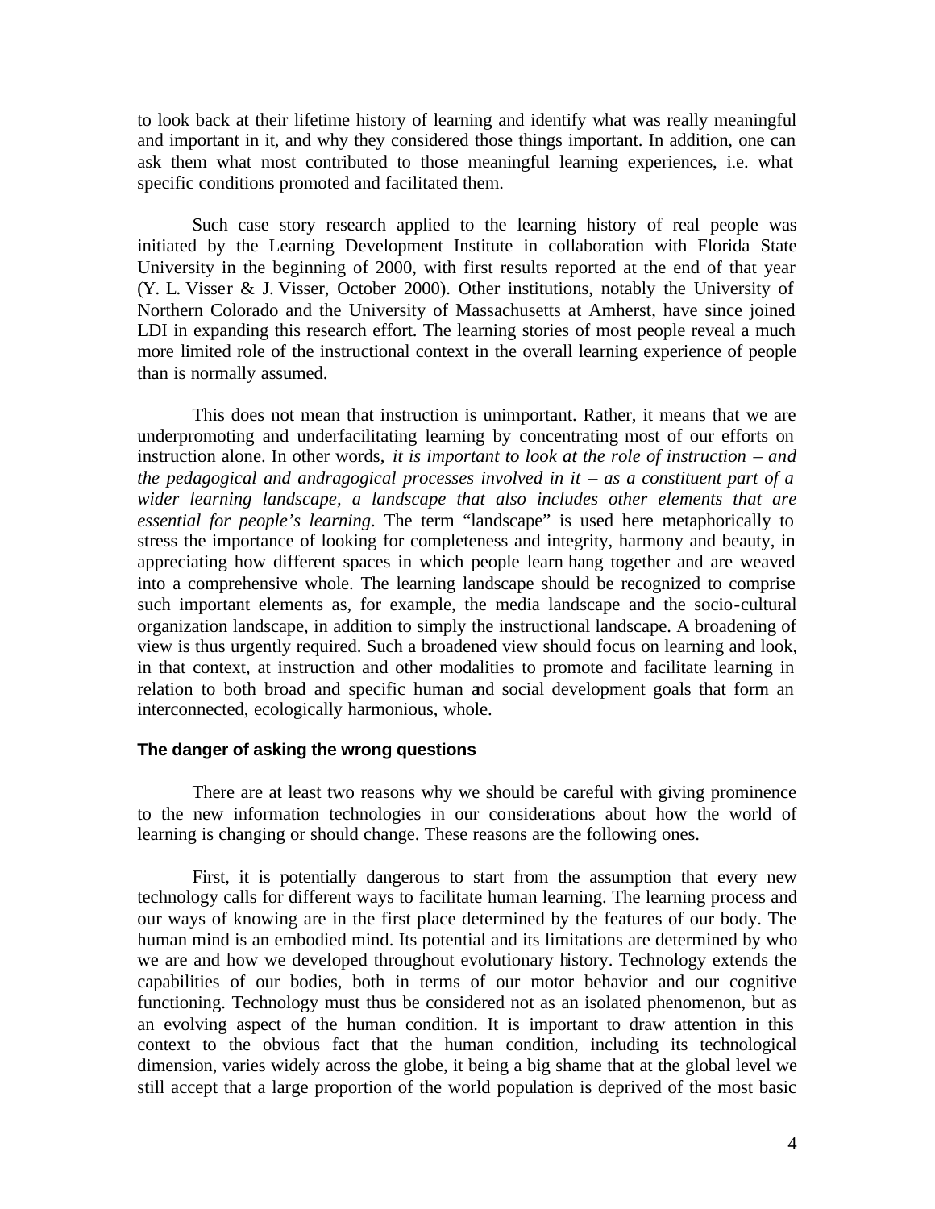to look back at their lifetime history of learning and identify what was really meaningful and important in it, and why they considered those things important. In addition, one can ask them what most contributed to those meaningful learning experiences, i.e. what specific conditions promoted and facilitated them.

Such case story research applied to the learning history of real people was initiated by the Learning Development Institute in collaboration with Florida State University in the beginning of 2000, with first results reported at the end of that year (Y. L. Visser & J. Visser, October 2000). Other institutions, notably the University of Northern Colorado and the University of Massachusetts at Amherst, have since joined LDI in expanding this research effort. The learning stories of most people reveal a much more limited role of the instructional context in the overall learning experience of people than is normally assumed.

This does not mean that instruction is unimportant. Rather, it means that we are underpromoting and underfacilitating learning by concentrating most of our efforts on instruction alone. In other words, *it is important to look at the role of instruction – and the pedagogical and andragogical processes involved in it – as a constituent part of a wider learning landscape, a landscape that also includes other elements that are essential for people's learning.* The term "landscape" is used here metaphorically to stress the importance of looking for completeness and integrity, harmony and beauty, in appreciating how different spaces in which people learn hang together and are weaved into a comprehensive whole. The learning landscape should be recognized to comprise such important elements as, for example, the media landscape and the socio-cultural organization landscape, in addition to simply the instructional landscape. A broadening of view is thus urgently required. Such a broadened view should focus on learning and look, in that context, at instruction and other modalities to promote and facilitate learning in relation to both broad and specific human and social development goals that form an interconnected, ecologically harmonious, whole.

**The danger of asking the wrong questions**

There are at least two reasons why we should be careful with giving prominence to the new information technologies in our considerations about how the world of learning is changing or should change. These reasons are the following ones.

First, it is potentially dangerous to start from the assumption that every new technology calls for different ways to facilitate human learning. The learning process and our ways of knowing are in the first place determined by the features of our body. The human mind is an embodied mind. Its potential and its limitations are determined by who we are and how we developed throughout evolutionary history. Technology extends the capabilities of our bodies, both in terms of our motor behavior and our cognitive functioning. Technology must thus be considered not as an isolated phenomenon, but as an evolving aspect of the human condition. It is important to draw attention in this context to the obvious fact that the human condition, including its technological dimension, varies widely across the globe, it being a big shame that at the global level we still accept that a large proportion of the world population is deprived of the most basic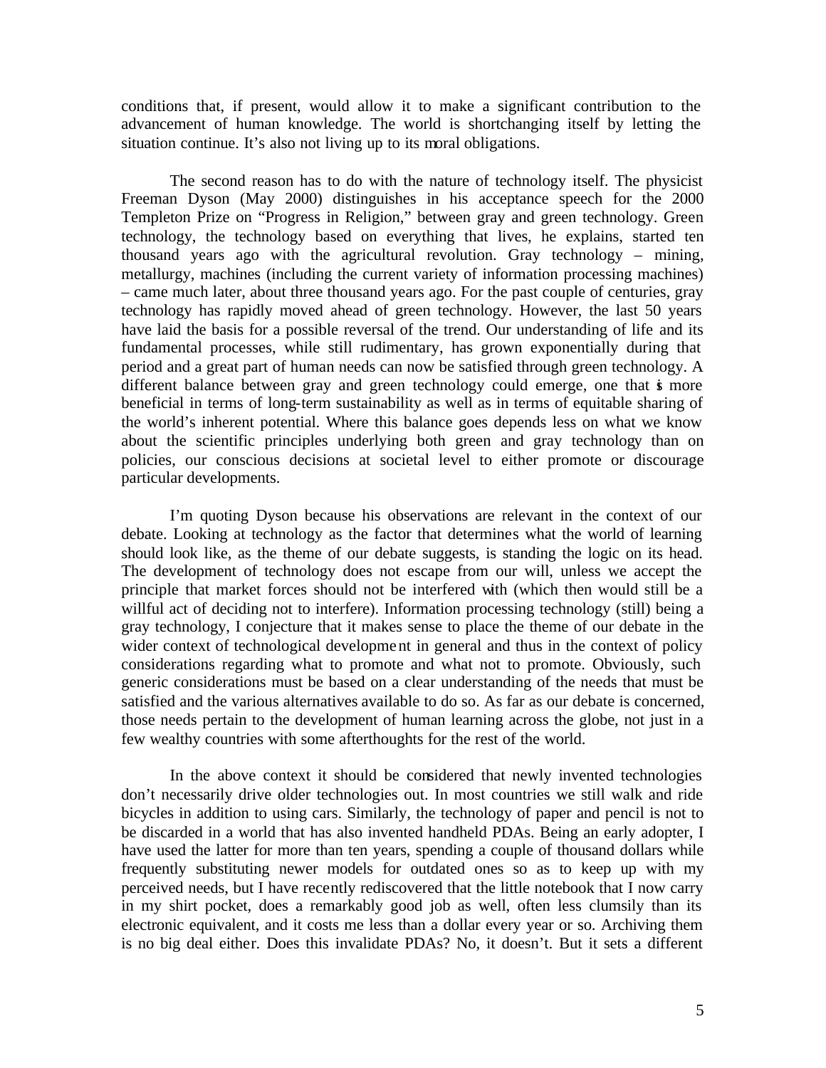conditions that, if present, would allow it to make a significant contribution to the advancement of human knowledge. The world is shortchanging itself by letting the situation continue. It's also not living up to its moral obligations.

The second reason has to do with the nature of technology itself. The physicist Freeman Dyson (May 2000) distinguishes in his acceptance speech for the 2000 Templeton Prize on "Progress in Religion," between gray and green technology. Green technology, the technology based on everything that lives, he explains, started ten thousand years ago with the agricultural revolution. Gray technology – mining, metallurgy, machines (including the current variety of information processing machines) – came much later, about three thousand years ago. For the past couple of centuries, gray technology has rapidly moved ahead of green technology. However, the last 50 years have laid the basis for a possible reversal of the trend. Our understanding of life and its fundamental processes, while still rudimentary, has grown exponentially during that period and a great part of human needs can now be satisfied through green technology. A different balance between gray and green technology could emerge, one that is more beneficial in terms of long-term sustainability as well as in terms of equitable sharing of the world's inherent potential. Where this balance goes depends less on what we know about the scientific principles underlying both green and gray technology than on policies, our conscious decisions at societal level to either promote or discourage particular developments.

I'm quoting Dyson because his observations are relevant in the context of our debate. Looking at technology as the factor that determines what the world of learning should look like, as the theme of our debate suggests, is standing the logic on its head. The development of technology does not escape from our will, unless we accept the principle that market forces should not be interfered with (which then would still be a willful act of deciding not to interfere). Information processing technology (still) being a gray technology, I conjecture that it makes sense to place the theme of our debate in the wider context of technological development in general and thus in the context of policy considerations regarding what to promote and what not to promote. Obviously, such generic considerations must be based on a clear understanding of the needs that must be satisfied and the various alternatives available to do so. As far as our debate is concerned, those needs pertain to the development of human learning across the globe, not just in a few wealthy countries with some afterthoughts for the rest of the world.

In the above context it should be considered that newly invented technologies don't necessarily drive older technologies out. In most countries we still walk and ride bicycles in addition to using cars. Similarly, the technology of paper and pencil is not to be discarded in a world that has also invented handheld PDAs. Being an early adopter, I have used the latter for more than ten years, spending a couple of thousand dollars while frequently substituting newer models for outdated ones so as to keep up with my perceived needs, but I have recently rediscovered that the little notebook that I now carry in my shirt pocket, does a remarkably good job as well, often less clumsily than its electronic equivalent, and it costs me less than a dollar every year or so. Archiving them is no big deal either. Does this invalidate PDAs? No, it doesn't. But it sets a different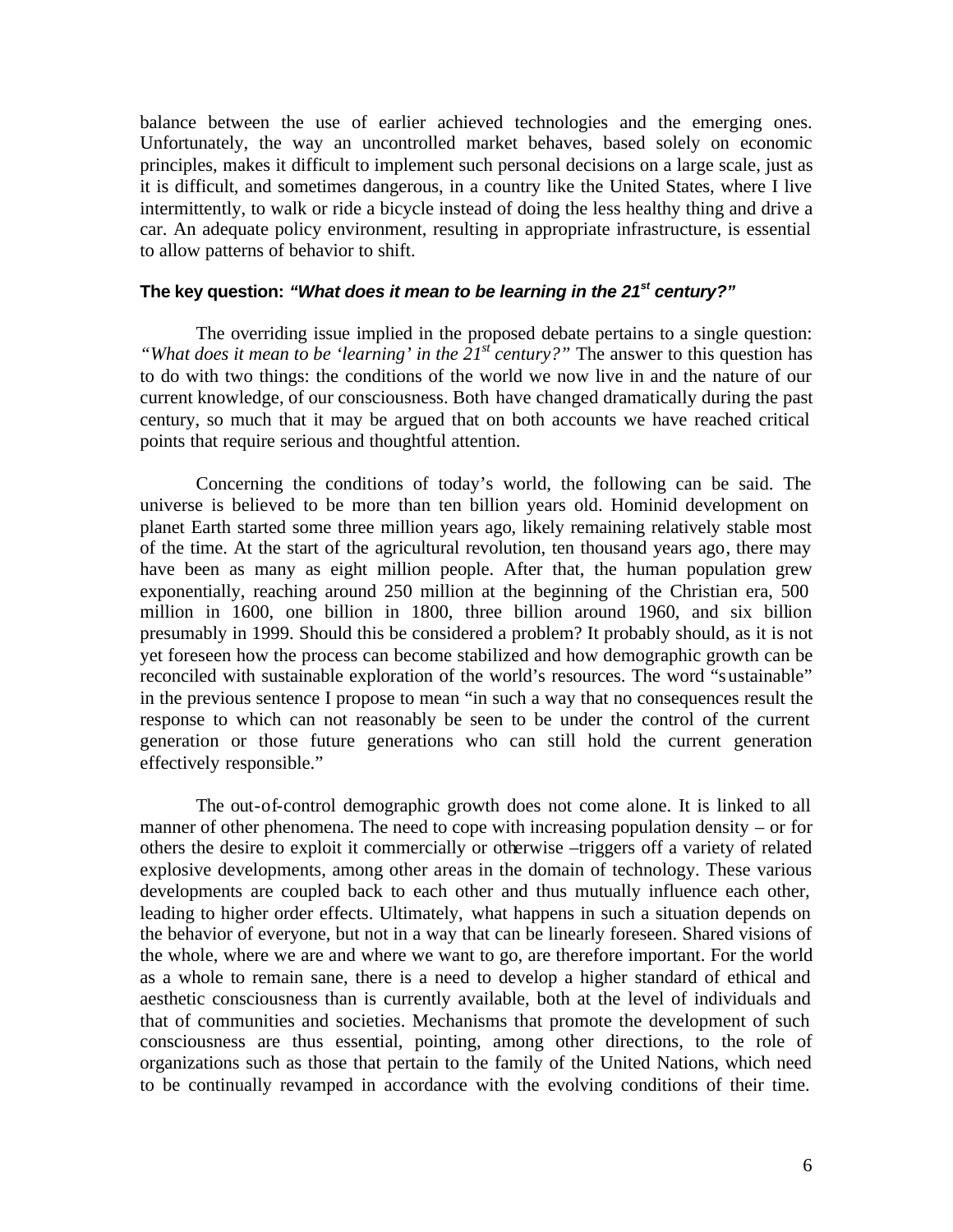balance between the use of earlier achieved technologies and the emerging ones. Unfortunately, the way an uncontrolled market behaves, based solely on economic principles, makes it difficult to implement such personal decisions on a large scale, just as it is difficult, and sometimes dangerous, in a country like the United States, where I live intermittently, to walk or ride a bicycle instead of doing the less healthy thing and drive a car. An adequate policy environment, resulting in appropriate infrastructure, is essential to allow patterns of behavior to shift.

### The key question: *"What does it mean to be learning in the 21st century?"*

The overriding issue implied in the proposed debate pertains to a single question: *"What does it mean to be 'learning' in the 21st century?"* The answer to this question has to do with two things: the conditions of the world we now live in and the nature of our current knowledge, of our consciousness. Both have changed dramatically during the past century, so much that it may be argued that on both accounts we have reached critical points that require serious and thoughtful attention.

Concerning the conditions of today's world, the following can be said. The universe is believed to be more than ten billion years old. Hominid development on planet Earth started some three million years ago, likely remaining relatively stable most of the time. At the start of the agricultural revolution, ten thousand years ago, there may have been as many as eight million people. After that, the human population grew exponentially, reaching around 250 million at the beginning of the Christian era, 500 million in 1600, one billion in 1800, three billion around 1960, and six billion presumably in 1999. Should this be considered a problem? It probably should, as it is not yet foreseen how the process can become stabilized and how demographic growth can be reconciled with sustainable exploration of the world's resources. The word "sustainable" in the previous sentence I propose to mean "in such a way that no consequences result the response to which can not reasonably be seen to be under the control of the current generation or those future generations who can still hold the current generation effectively responsible."

The out-of-control demographic growth does not come alone. It is linked to all manner of other phenomena. The need to cope with increasing population density – or for others the desire to exploit it commercially or otherwise –triggers off a variety of related explosive developments, among other areas in the domain of technology. These various developments are coupled back to each other and thus mutually influence each other, leading to higher order effects. Ultimately, what happens in such a situation depends on the behavior of everyone, but not in a way that can be linearly foreseen. Shared visions of the whole, where we are and where we want to go, are therefore important. For the world as a whole to remain sane, there is a need to develop a higher standard of ethical and aesthetic consciousness than is currently available, both at the level of individuals and that of communities and societies. Mechanisms that promote the development of such consciousness are thus essential, pointing, among other directions, to the role of organizations such as those that pertain to the family of the United Nations, which need to be continually revamped in accordance with the evolving conditions of their time.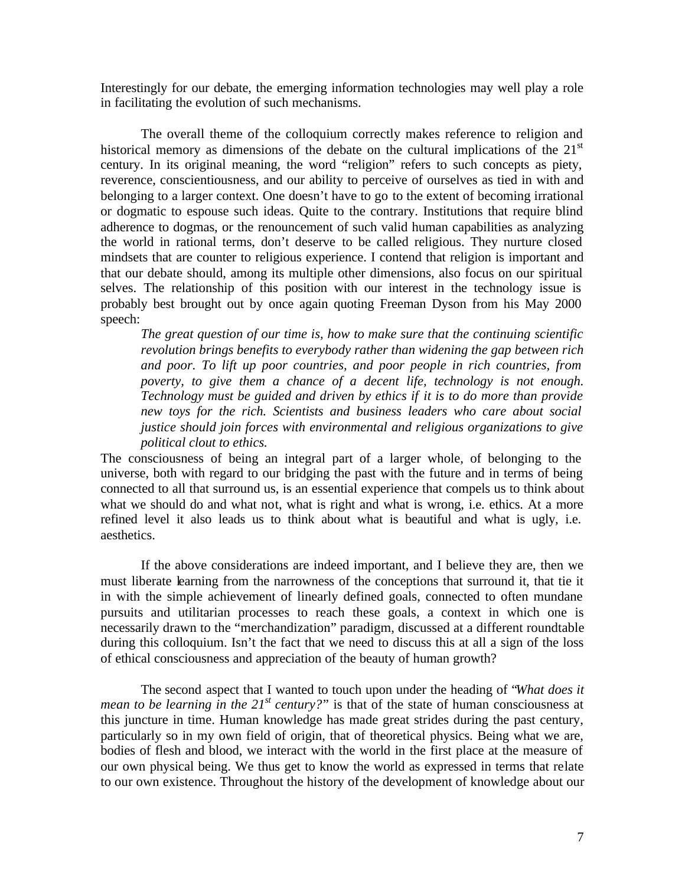Interestingly for our debate, the emerging information technologies may well play a role in facilitating the evolution of such mechanisms.

The overall theme of the colloquium correctly makes reference to religion and historical memory as dimensions of the debate on the cultural implications of the 21st century. In its original meaning, the word "religion" refers to such concepts as piety, reverence, conscientiousness, and our ability to perceive of ourselves as tied in with and belonging to a larger context. One doesn't have to go to the extent of becoming irrational or dogmatic to espouse such ideas. Quite to the contrary. Institutions that require blind adherence to dogmas, or the renouncement of such valid human capabilities as analyzing the world in rational terms, don't deserve to be called religious. They nurture closed mindsets that are counter to religious experience. I contend that religion is important and that our debate should, among its multiple other dimensions, also focus on our spiritual selves. The relationship of this position with our interest in the technology issue is probably best brought out by once again quoting Freeman Dyson from his May 2000 speech:

> *The great question of our time is, how to make sure that the continuing scientific revolution brings benefits to everybody rather than widening the gap between rich and poor. To lift up poor countries, and poor people in rich countries, from poverty, to give them a chance of a decent life, technology is not enough. Technology must be guided and driven by ethics if it is to do more than provide new toys for the rich. Scientists and business leaders who care about social justice should join forces with environmental and religious organizations to give political clout to ethics.*

The consciousness of being an integral part of a larger whole, of belonging to the universe, both with regard to our bridging the past with the future and in terms of being connected to all that surround us, is an essential experience that compels us to think about what we should do and what not, what is right and what is wrong, i.e. ethics. At a more refined level it also leads us to think about what is beautiful and what is ugly, i.e. aesthetics.

If the above considerations are indeed important, and I believe they are, then we must liberate learning from the narrowness of the conceptions that surround it, that tie it in with the simple achievement of linearly defined goals, connected to often mundane pursuits and utilitarian processes to reach these goals, a context in which one is necessarily drawn to the "merchandization" paradigm, discussed at a different roundtable during this colloquium. Isn't the fact that we need to discuss this at all a sign of the loss of ethical consciousness and appreciation of the beauty of human growth?

The second aspect that I wanted to touch upon under the heading of "*What does it mean to be learning in the 21st century?*" is that of the state of human consciousness at this juncture in time. Human knowledge has made great strides during the past century, particularly so in my own field of origin, that of theoretical physics. Being what we are, bodies of flesh and blood, we interact with the world in the first place at the measure of our own physical being. We thus get to know the world as expressed in terms that relate to our own existence. Throughout the history of the development of knowledge about our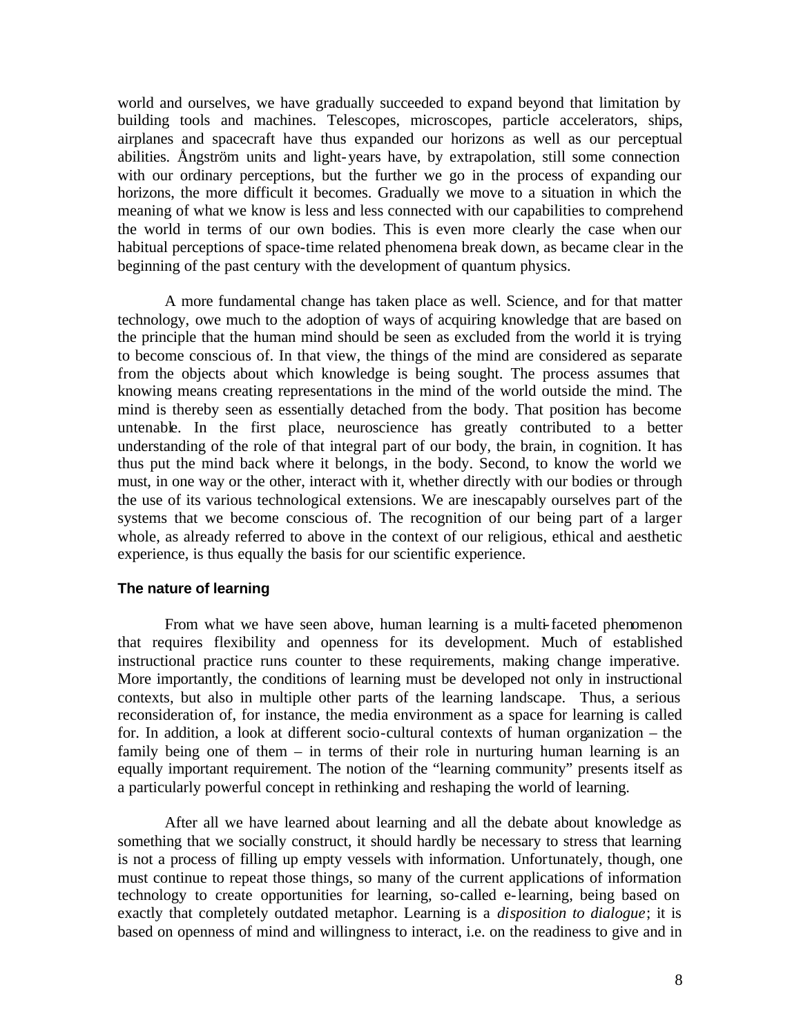world and ourselves, we have gradually succeeded to expand beyond that limitation by building tools and machines. Telescopes, microscopes, particle accelerators, ships, airplanes and spacecraft have thus expanded our horizons as well as our perceptual abilities. Ångström units and light-years have, by extrapolation, still some connection with our ordinary perceptions, but the further we go in the process of expanding our horizons, the more difficult it becomes. Gradually we move to a situation in which the meaning of what we know is less and less connected with our capabilities to comprehend the world in terms of our own bodies. This is even more clearly the case when our habitual perceptions of space-time related phenomena break down, as became clear in the beginning of the past century with the development of quantum physics.

A more fundamental change has taken place as well. Science, and for that matter technology, owe much to the adoption of ways of acquiring knowledge that are based on the principle that the human mind should be seen as excluded from the world it is trying to become conscious of. In that view, the things of the mind are considered as separate from the objects about which knowledge is being sought. The process assumes that knowing means creating representations in the mind of the world outside the mind. The mind is thereby seen as essentially detached from the body. That position has become untenable. In the first place, neuroscience has greatly contributed to a better understanding of the role of that integral part of our body, the brain, in cognition. It has thus put the mind back where it belongs, in the body. Second, to know the world we must, in one way or the other, interact with it, whether directly with our bodies or through the use of its various technological extensions. We are inescapably ourselves part of the systems that we become conscious of. The recognition of our being part of a larger whole, as already referred to above in the context of our religious, ethical and aesthetic experience, is thus equally the basis for our scientific experience.

### The nature of learning

From what we have seen above, human learning is a multi-faceted phenomenon that requires flexibility and openness for its development. Much of established instructional practice runs counter to these requirements, making change imperative. More importantly, the conditions of learning must be developed not only in instructional contexts, but also in multiple other parts of the learning landscape. Thus, a serious reconsideration of, for instance, the media environment as a space for learning is called for. In addition, a look at different socio-cultural contexts of human organization – the family being one of them – in terms of their role in nurturing human learning is an equally important requirement. The notion of the "learning community" presents itself as a particularly powerful concept in rethinking and reshaping the world of learning.

After all we have learned about learning and all the debate about knowledge as something that we socially construct, it should hardly be necessary to stress that learning is not a process of filling up empty vessels with information. Unfortunately, though, one must continue to repeat those things, so many of the current applications of information technology to create opportunities for learning, so-called e-learning, being based on exactly that completely outdated metaphor. Learning is a *disposition to dialogue*; it is based on openness of mind and willingness to interact, i.e. on the readiness to give and in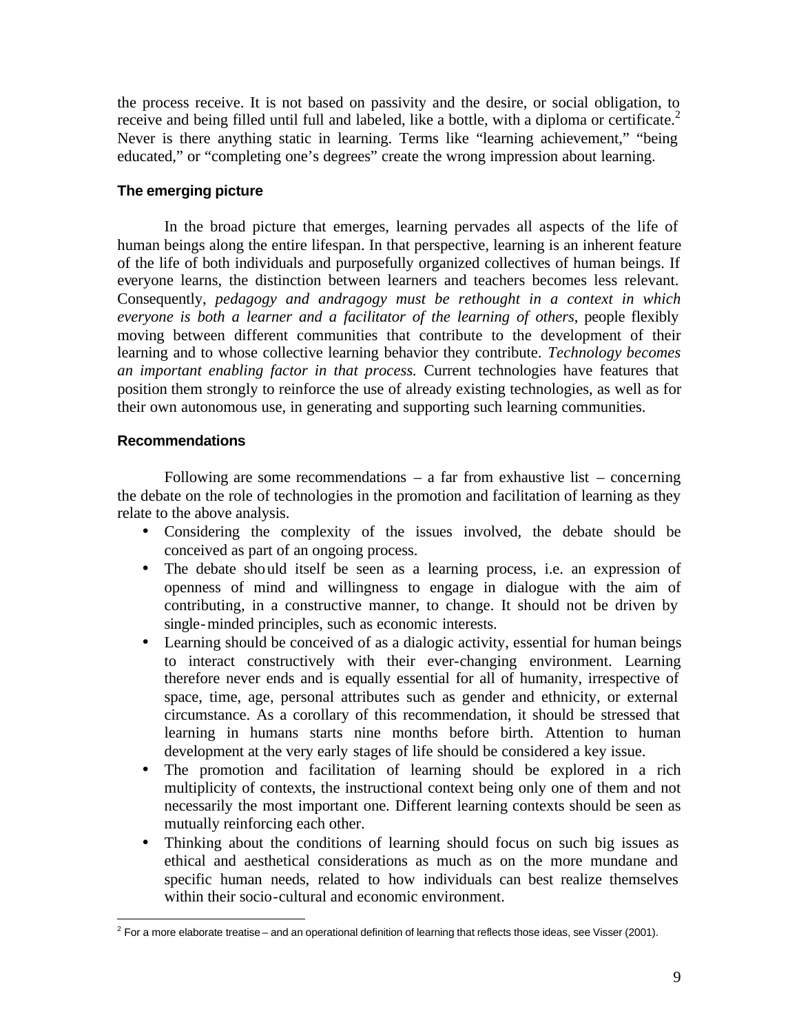the process receive. It is not based on passivity and the desire, or social obligation, to receive and being filled until full and labeled, like a bottle, with a diploma or certificate.[2] Never is there anything static in learning. Terms like "learning achievement," "being educated," or "completing one's degrees" create the wrong impression about learning.

### The emerging picture

In the broad picture that emerges, learning pervades all aspects of the life of human beings along the entire lifespan. In that perspective, learning is an inherent feature of the life of both individuals and purposefully organized collectives of human beings. If everyone learns, the distinction between learners and teachers becomes less relevant. Consequently, *pedagogy and andragogy must be rethought in a context in which everyone is both a learner and a facilitator of the learning of others*, people flexibly moving between different communities that contribute to the development of their learning and to whose collective learning behavior they contribute. *Technology becomes an important enabling factor in that process.* Current technologies have features that position them strongly to reinforce the use of already existing technologies, as well as for their own autonomous use, in generating and supporting such learning communities.

### Recommendations

Following are some recommendations – a far from exhaustive list – concerning the debate on the role of technologies in the promotion and facilitation of learning as they relate to the above analysis.

- Considering the complexity of the issues involved, the debate should be conceived as part of an ongoing process.
- The debate should itself be seen as a learning process, i.e. an expression of openness of mind and willingness to engage in dialogue with the aim of contributing, in a constructive manner, to change. It should not be driven by single-minded principles, such as economic interests.
- Learning should be conceived of as a dialogic activity, essential for human beings to interact constructively with their ever-changing environment. Learning therefore never ends and is equally essential for all of humanity, irrespective of space, time, age, personal attributes such as gender and ethnicity, or external circumstance. As a corollary of this recommendation, it should be stressed that learning in humans starts nine months before birth. Attention to human development at the very early stages of life should be considered a key issue.
- The promotion and facilitation of learning should be explored in a rich multiplicity of contexts, the instructional context being only one of them and not necessarily the most important one. Different learning contexts should be seen as mutually reinforcing each other.
- Thinking about the conditions of learning should focus on such big issues as ethical and aesthetical considerations as much as on the more mundane and specific human needs, related to how individuals can best realize themselves within their socio-cultural and economic environment.

---

[2] For a more elaborate treatise – and an operational definition of learning that reflects those ideas, see Visser (2001).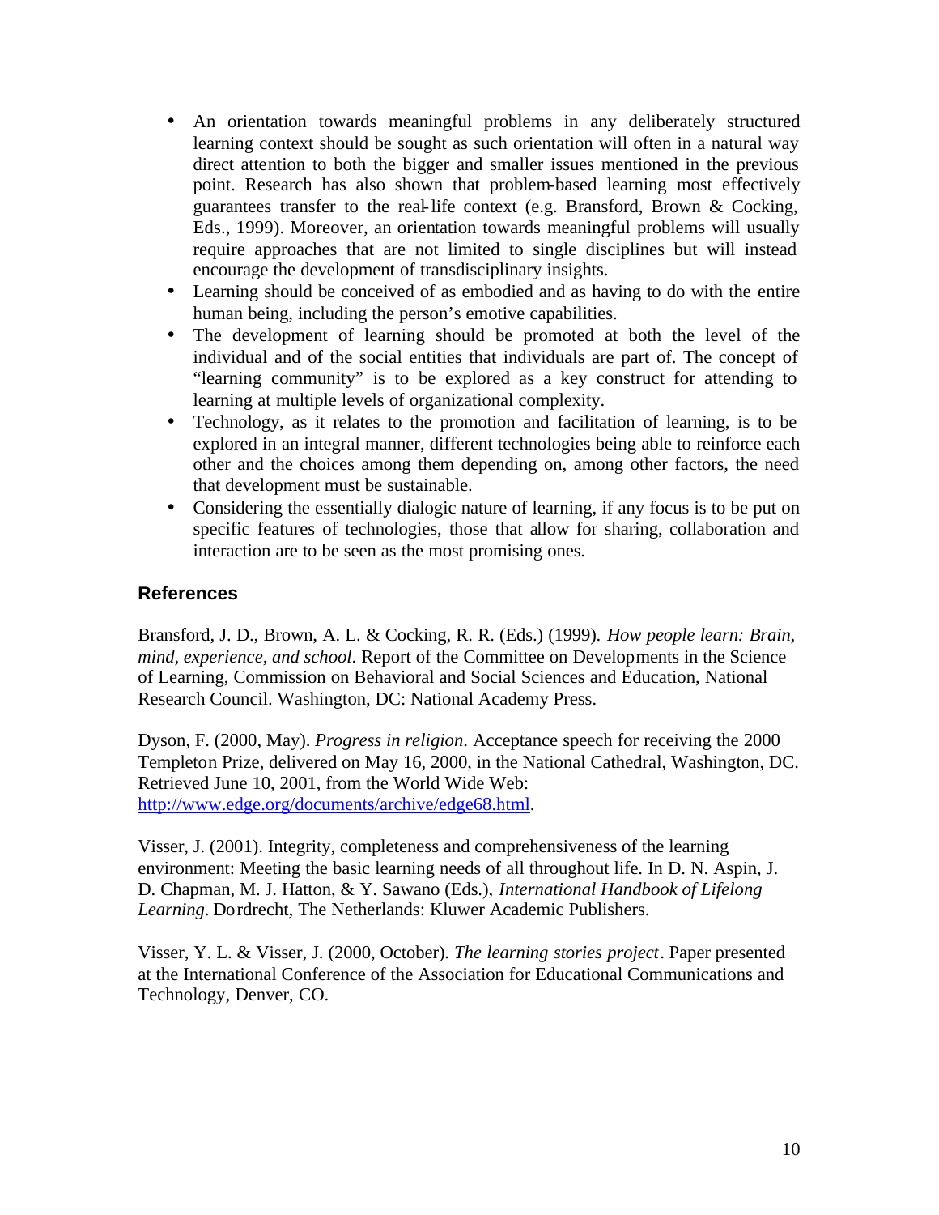- An orientation towards meaningful problems in any deliberately structured learning context should be sought as such orientation will often in a natural way direct attention to both the bigger and smaller issues mentioned in the previous point. Research has also shown that problem-based learning most effectively guarantees transfer to the real-life context (e.g. Bransford, Brown & Cocking, Eds., 1999). Moreover, an orientation towards meaningful problems will usually require approaches that are not limited to single disciplines but will instead encourage the development of transdisciplinary insights.
- Learning should be conceived of as embodied and as having to do with the entire human being, including the person's emotive capabilities.
- The development of learning should be promoted at both the level of the individual and of the social entities that individuals are part of. The concept of "learning community" is to be explored as a key construct for attending to learning at multiple levels of organizational complexity.
- Technology, as it relates to the promotion and facilitation of learning, is to be explored in an integral manner, different technologies being able to reinforce each other and the choices among them depending on, among other factors, the need that development must be sustainable.
- Considering the essentially dialogic nature of learning, if any focus is to be put on specific features of technologies, those that allow for sharing, collaboration and interaction are to be seen as the most promising ones.

## References

Bransford, J. D., Brown, A. L. & Cocking, R. R. (Eds.) (1999). *How people learn: Brain, mind, experience, and school*. Report of the Committee on Developments in the Science of Learning, Commission on Behavioral and Social Sciences and Education, National Research Council. Washington, DC: National Academy Press.

Dyson, F. (2000, May). *Progress in religion.* Acceptance speech for receiving the 2000 Templeton Prize, delivered on May 16, 2000, in the National Cathedral, Washington, DC. Retrieved June 10, 2001, from the World Wide Web: http://www.edge.org/documents/archive/edge68.html.

Visser, J. (2001). Integrity, completeness and comprehensiveness of the learning environment: Meeting the basic learning needs of all throughout life. In D. N. Aspin, J. D. Chapman, M. J. Hatton, & Y. Sawano (Eds.), *International Handbook of Lifelong Learning*. Dordrecht, The Netherlands: Kluwer Academic Publishers.

Visser, Y. L. & Visser, J. (2000, October). *The learning stories project*. Paper presented at the International Conference of the Association for Educational Communications and Technology, Denver, CO.